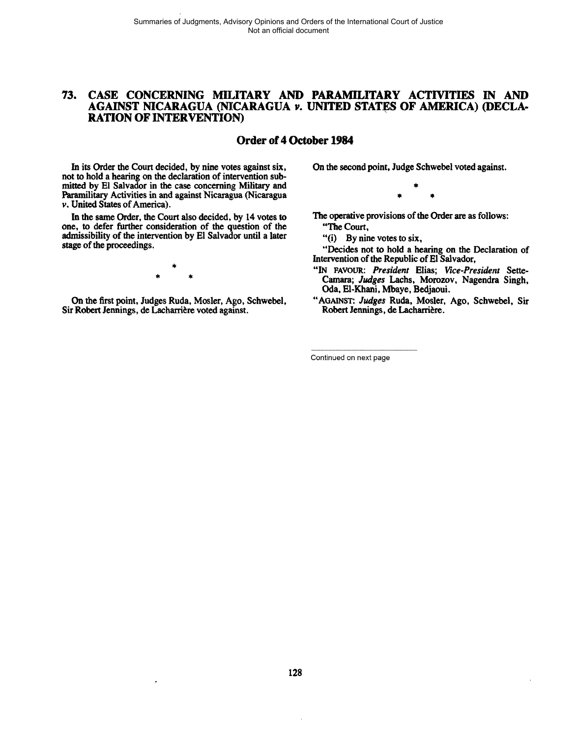# 73. CASE CONCERNING MILITARY AND PARAMILITARY ACTIVITIES IN AND AGAINST NICARAGUA (NICARAGUA v. UNITED STATES OF AMERICA) (DECLARATION OF INTERVENTION)

## Order of 4 October 1984

In its Order the Court decided, by nine votes against six, not to hold a hearing on the declaration of intervention submitted by El Salvador in the case concerning Military and Paramilitary Activities in and against Nicaragua (Nicaragua v. United States of America).

In the same Order, the Court also decided, by 14 votes to one, to defer further consideration of the question of the admissibility of the intervention by El Salvador until a later stage of the proceedings.

\*

\* \*

On the first point, Judges Ruda, Mosler, Ago, Schwebel, Sir Robert Jennings, de Lacharrière voted against.

On the second point, Judge Schwebel voted against.

\*

\* \*

The operative provisions of the Order are as follows:

"The Court,

"(i) By nine votes to six,

"Decides not to hold a hearing on the Declaration of Intervention of the Republic of El Salvador,

"IN FAVOUR: *President* Elias; *Vice-President* Sette-Camara; *Judges* Lachs, Morozov, Nagendra Singh, Oda, El-Khani, Mbaye, Bedjaoui.

"AGAINST: *Judges* Ruda, Mosler, Ago, Schwebel, Sir Robert Jennings, de Lacharrière.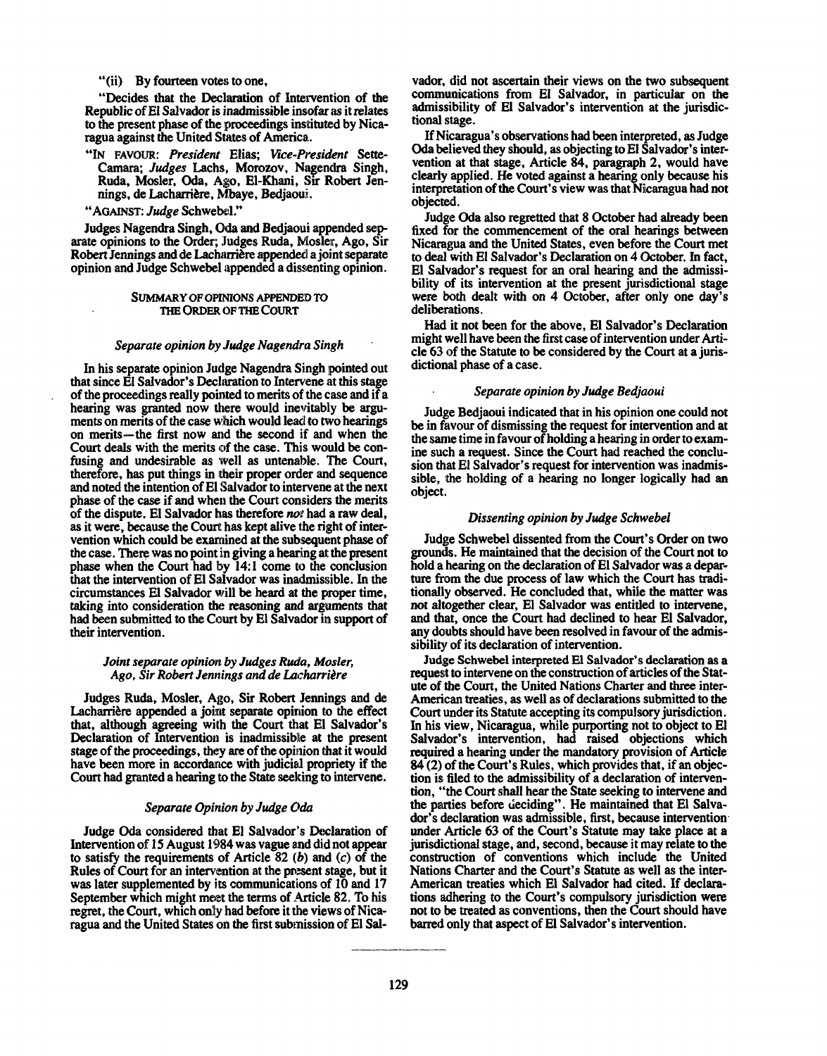"(ii) By fourteen votes to one,

"Decides that the Declaration of Intervention of the Republic of El Salvador is inadmissible insofar as it relates to the present phase of the proceedings instituted by Nicaragua against the United States of America.

"IN FAVOUR: *President* Elias; *Vice-President* Sette-Camara; *Judges* Lachs, Morozov, Nagendra Singh, Ruda, Mosler, Oda, Ago, El-Khani, Sir Robert Jennings, de Lacharrière, Mbaye, Bedjaoui.

"AGAINST: *Judge* Schwebel."

Judges Nagendra Singh, Oda and Bedjaoui appended separate opinions to the Order; Judges Ruda, Mosler, Ago, Sir Robert Jennings and de Lacharrière appended a joint separate opinion and Judge Schwebel appended a dissenting opinion.

## SUMMARY OF OPINIONS APPENDED TO THE ORDER OF THE COURT

### *Separate opinion by Judge Nagendra Singh*

In his separate opinion Judge Nagendra Singh pointed out that since El Salvador's Declaration to Intervene at this stage of the proceedings really pointed to merits of the case and if a hearing was granted now there would inevitably be arguments on merits of the case which would lead to two hearings on merits—the first now and the second if and when the Court deals with the merits of the case. This would be confusing and undesirable as well as untenable. The Court, therefore, has put things in their proper order and sequence and noted the intention of El Salvador to intervene at the next phase of the case if and when the Court considers the merits of the dispute. El Salvador has therefore *not* had a raw deal, as it were, because the Court has kept alive the right of intervention which could be examined at the subsequent phase of the case. There was no point in giving a hearing at the present phase when the Court had by 14:1 come to the conclusion that the intervention of El Salvador was inadmissible. In the circumstances El Salvador will be heard at the proper time, taking into consideration the reasoning and arguments that had been submitted to the Court by El Salvador in support of their intervention.

### *Joint separate opinion by Judges Ruda, Mosler, Ago, Sir Robert Jennings and de Lacharrière*

Judges Ruda, Mosler, Ago, Sir Robert Jennings and de Lacharrière appended a joint separate opinion to the effect that, although agreeing with the Court that El Salvador's Declaration of Intervention is inadmissible at the present stage of the proceedings, they are of the opinion that it would have been more in accordance with judicial propriety if the Court had granted a hearing to the State seeking to intervene.

### *Separate Opinion by Judge Oda*

Judge Oda considered that El Salvador's Declaration of Intervention of 15 August 1984 was vague and did not appear to satisfy the requirements of Article 82 (*b*) and (*c*) of the Rules of Court for an intervention at the present stage, but it was later supplemented by its communications of 10 and 17 September which might meet the terms of Article 82. To his regret, the Court, which only had before it the views of Nicaragua and the United States on the first submission of El Salvador, did not ascertain their views on the two subsequent communications from El Salvador, in particular on the admissibility of El Salvador's intervention at the jurisdictional stage.

If Nicaragua's observations had been interpreted, as Judge Oda believed they should, as objecting to El Salvador's intervention at that stage, Article 84, paragraph 2, would have clearly applied. He voted against a hearing only because his interpretation of the Court's view was that Nicaragua had not objected.

Judge Oda also regretted that 8 October had already been fixed for the commencement of the oral hearings between Nicaragua and the United States, even before the Court met to deal with El Salvador's Declaration on 4 October. In fact, El Salvador's request for an oral hearing and the admissibility of its intervention at the present jurisdictional stage were both dealt with on 4 October, after only one day's deliberations.

Had it not been for the above, El Salvador's Declaration might well have been the first case of intervention under Article 63 of the Statute to be considered by the Court at a jurisdictional phase of a case.

### *Separate opinion by Judge Bedjaoui*

Judge Bedjaoui indicated that in his opinion one could not be in favour of dismissing the request for intervention and at the same time in favour of holding a hearing in order to examine such a request. Since the Court had reached the conclusion that El Salvador's request for intervention was inadmissible, the holding of a hearing no longer logically had an object.

### *Dissenting opinion by Judge Schwebel*

Judge Schwebel dissented from the Court's Order on two grounds. He maintained that the decision of the Court not to hold a hearing on the declaration of El Salvador was a departure from the due process of law which the Court has traditionally observed. He concluded that, while the matter was not altogether clear, El Salvador was entitled to intervene, and that, once the Court had declined to hear El Salvador, any doubts should have been resolved in favour of the admissibility of its declaration of intervention.

Judge Schwebel interpreted El Salvador's declaration as a request to intervene on the construction of articles of the Statute of the Court, the United Nations Charter and three inter-American treaties, as well as of declarations submitted to the Court under its Statute accepting its compulsory jurisdiction. In his view, Nicaragua, while purporting not to object to El Salvador's intervention, had raised objections which required a hearing under the mandatory provision of Article 84 (2) of the Court's Rules, which provides that, if an objection is filed to the admissibility of a declaration of intervention, "the Court shall hear the State seeking to intervene and the parties before deciding". He maintained that El Salvador's declaration was admissible, first, because intervention under Article 63 of the Court's Statute may take place at a jurisdictional stage, and, second, because it may relate to the construction of conventions which include the United Nations Charter and the Court's Statute as well as the inter-American treaties which El Salvador had cited. If declarations adhering to the Court's compulsory jurisdiction were not to be treated as conventions, then the Court should have barred only that aspect of El Salvador's intervention.